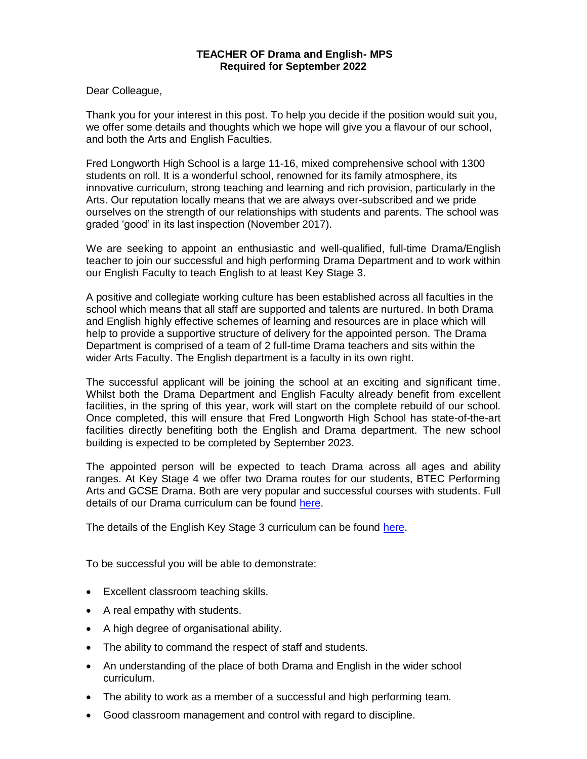**TEACHER OF Drama and English- MPS**
**Required for September 2022**

Dear Colleague,

Thank you for your interest in this post. To help you decide if the position would suit you, we offer some details and thoughts which we hope will give you a flavour of our school, and both the Arts and English Faculties.

Fred Longworth High School is a large 11-16, mixed comprehensive school with 1300 students on roll. It is a wonderful school, renowned for its family atmosphere, its innovative curriculum, strong teaching and learning and rich provision, particularly in the Arts. Our reputation locally means that we are always over-subscribed and we pride ourselves on the strength of our relationships with students and parents. The school was graded 'good' in its last inspection (November 2017).

We are seeking to appoint an enthusiastic and well-qualified, full-time Drama/English teacher to join our successful and high performing Drama Department and to work within our English Faculty to teach English to at least Key Stage 3.

A positive and collegiate working culture has been established across all faculties in the school which means that all staff are supported and talents are nurtured. In both Drama and English highly effective schemes of learning and resources are in place which will help to provide a supportive structure of delivery for the appointed person. The Drama Department is comprised of a team of 2 full-time Drama teachers and sits within the wider Arts Faculty. The English department is a faculty in its own right.

The successful applicant will be joining the school at an exciting and significant time. Whilst both the Drama Department and English Faculty already benefit from excellent facilities, in the spring of this year, work will start on the complete rebuild of our school. Once completed, this will ensure that Fred Longworth High School has state-of-the-art facilities directly benefiting both the English and Drama department. The new school building is expected to be completed by September 2023.

The appointed person will be expected to teach Drama across all ages and ability ranges. At Key Stage 4 we offer two Drama routes for our students, BTEC Performing Arts and GCSE Drama. Both are very popular and successful courses with students. Full details of our Drama curriculum can be found here.

The details of the English Key Stage 3 curriculum can be found here.

To be successful you will be able to demonstrate:

- Excellent classroom teaching skills.
- A real empathy with students.
- A high degree of organisational ability.
- The ability to command the respect of staff and students.
- An understanding of the place of both Drama and English in the wider school curriculum.
- The ability to work as a member of a successful and high performing team.
- Good classroom management and control with regard to discipline.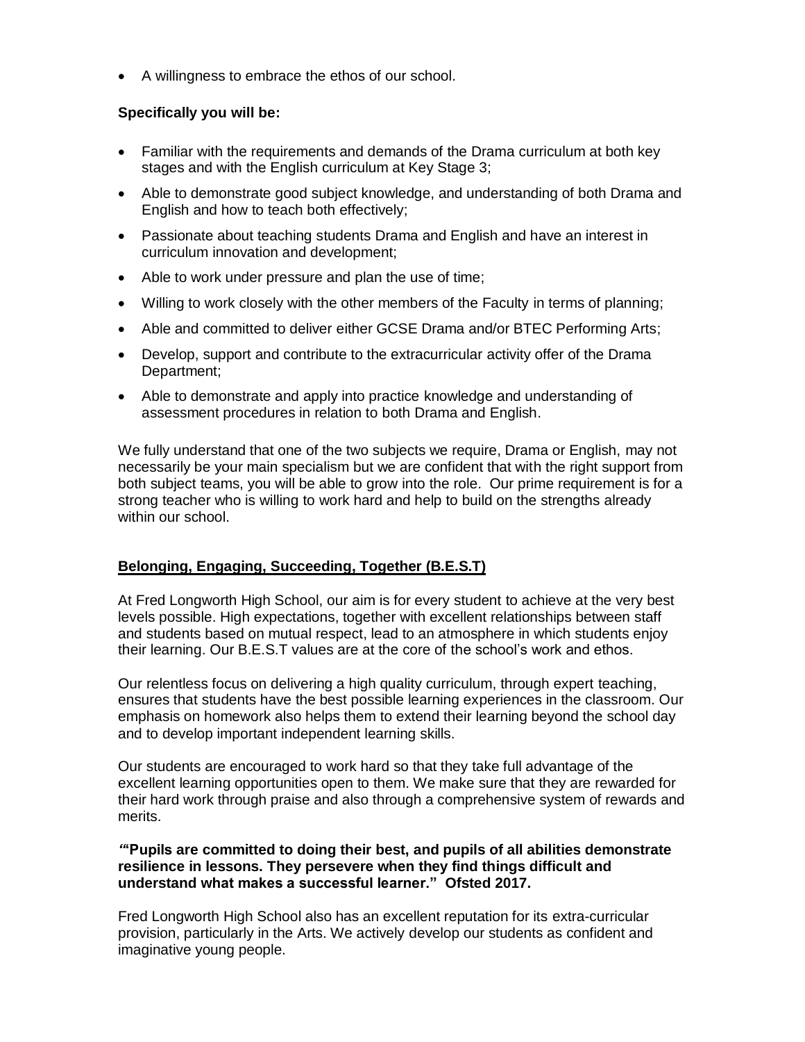- A willingness to embrace the ethos of our school.

**Specifically you will be:**

- Familiar with the requirements and demands of the Drama curriculum at both key stages and with the English curriculum at Key Stage 3;
- Able to demonstrate good subject knowledge, and understanding of both Drama and English and how to teach both effectively;
- Passionate about teaching students Drama and English and have an interest in curriculum innovation and development;
- Able to work under pressure and plan the use of time;
- Willing to work closely with the other members of the Faculty in terms of planning;
- Able and committed to deliver either GCSE Drama and/or BTEC Performing Arts;
- Develop, support and contribute to the extracurricular activity offer of the Drama Department;
- Able to demonstrate and apply into practice knowledge and understanding of assessment procedures in relation to both Drama and English.

We fully understand that one of the two subjects we require, Drama or English, may not necessarily be your main specialism but we are confident that with the right support from both subject teams, you will be able to grow into the role. Our prime requirement is for a strong teacher who is willing to work hard and help to build on the strengths already within our school.

## Belonging, Engaging, Succeeding, Together (B.E.S.T)

At Fred Longworth High School, our aim is for every student to achieve at the very best levels possible. High expectations, together with excellent relationships between staff and students based on mutual respect, lead to an atmosphere in which students enjoy their learning. Our B.E.S.T values are at the core of the school's work and ethos.

Our relentless focus on delivering a high quality curriculum, through expert teaching, ensures that students have the best possible learning experiences in the classroom. Our emphasis on homework also helps them to extend their learning beyond the school day and to develop important independent learning skills.

Our students are encouraged to work hard so that they take full advantage of the excellent learning opportunities open to them. We make sure that they are rewarded for their hard work through praise and also through a comprehensive system of rewards and merits.

***"*"Pupils are committed to doing their best, and pupils of all abilities demonstrate resilience in lessons. They persevere when they find things difficult and understand what makes a successful learner." Ofsted 2017.**

Fred Longworth High School also has an excellent reputation for its extra-curricular provision, particularly in the Arts. We actively develop our students as confident and imaginative young people.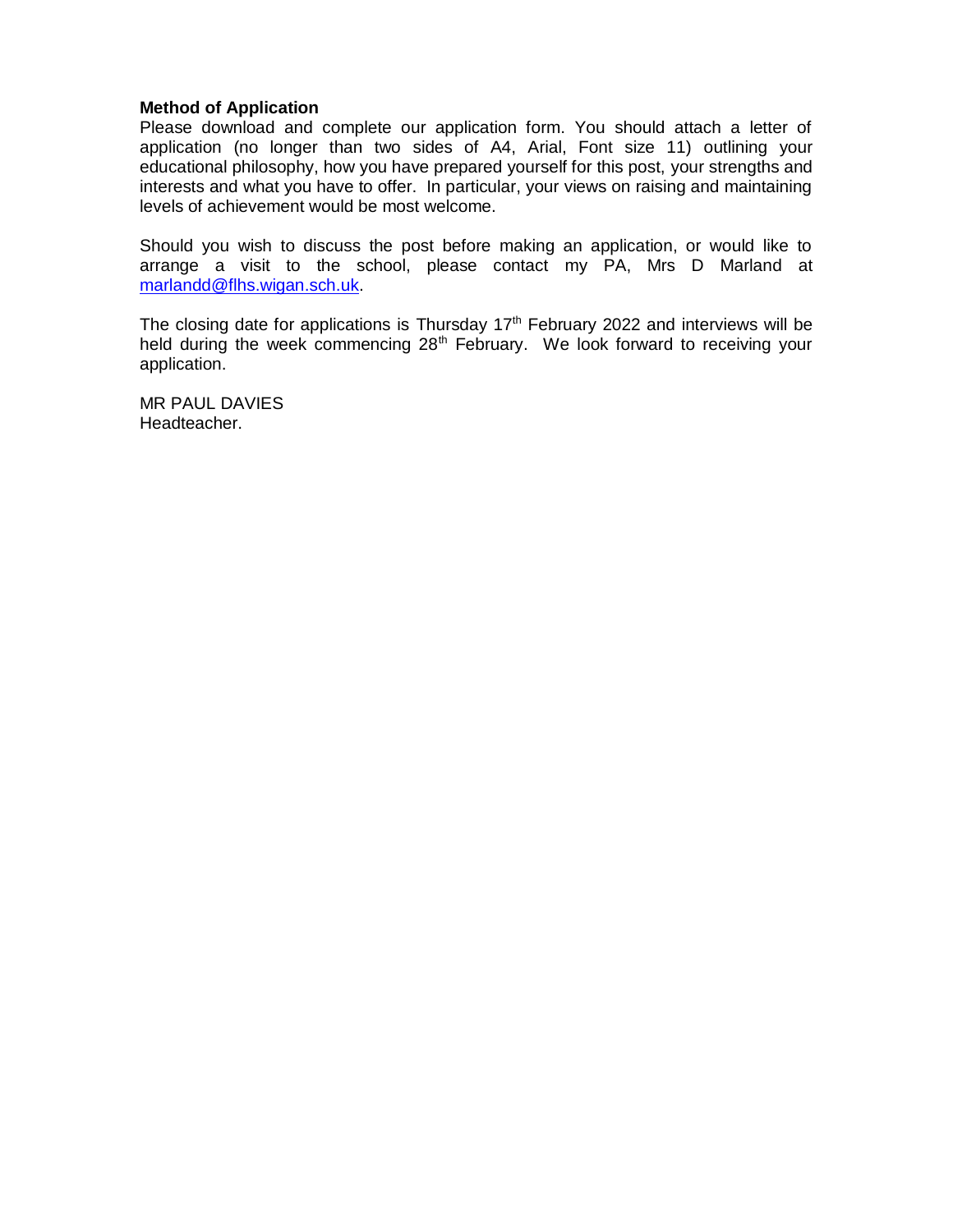**Method of Application**

Please download and complete our application form. You should attach a letter of application (no longer than two sides of A4, Arial, Font size 11) outlining your educational philosophy, how you have prepared yourself for this post, your strengths and interests and what you have to offer. In particular, your views on raising and maintaining levels of achievement would be most welcome.

Should you wish to discuss the post before making an application, or would like to arrange a visit to the school, please contact my PA, Mrs D Marland at marlandd@flhs.wigan.sch.uk.

The closing date for applications is Thursday 17th February 2022 and interviews will be held during the week commencing 28th February. We look forward to receiving your application.

MR PAUL DAVIES
Headteacher.